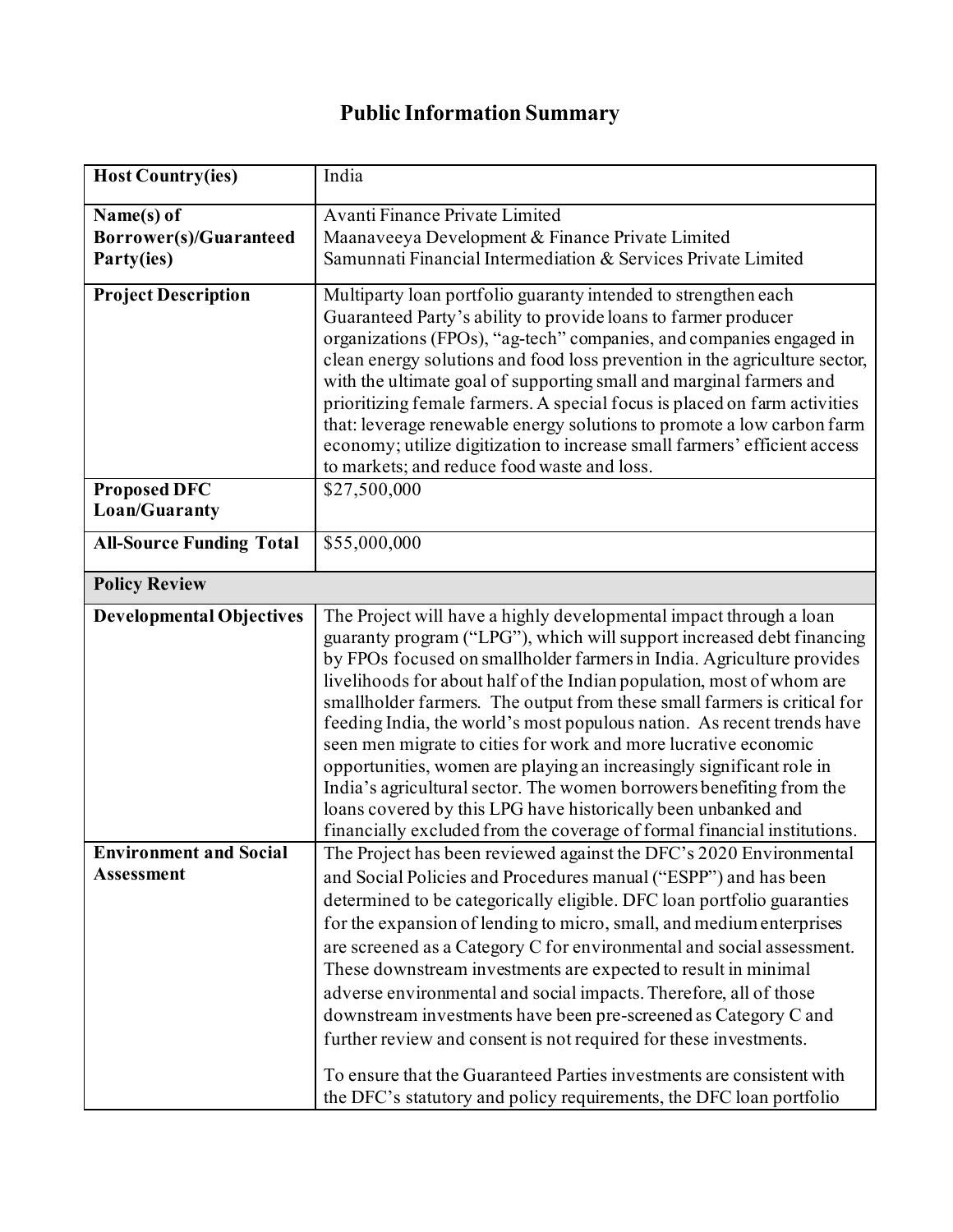# Public Information Summary

| | |
|---|---|
| **Host Country(ies)** | India |
| **Name(s) of Borrower(s)/Guaranteed Party(ies)** | Avanti Finance Private Limited<br>Maanaveeya Development & Finance Private Limited<br>Samunnati Financial Intermediation & Services Private Limited |
| **Project Description** | Multiparty loan portfolio guaranty intended to strengthen each Guaranteed Party's ability to provide loans to farmer producer organizations (FPOs), "ag-tech" companies, and companies engaged in clean energy solutions and food loss prevention in the agriculture sector, with the ultimate goal of supporting small and marginal farmers and prioritizing female farmers. A special focus is placed on farm activities that: leverage renewable energy solutions to promote a low carbon farm economy; utilize digitization to increase small farmers' efficient access to markets; and reduce food waste and loss. |
| **Proposed DFC Loan/Guaranty** | $27,500,000 |
| **All-Source Funding Total** | $55,000,000 |
| **Policy Review** | |
| **Developmental Objectives** | The Project will have a highly developmental impact through a loan guaranty program ("LPG"), which will support increased debt financing by FPOs focused on smallholder farmers in India. Agriculture provides livelihoods for about half of the Indian population, most of whom are smallholder farmers. The output from these small farmers is critical for feeding India, the world's most populous nation. As recent trends have seen men migrate to cities for work and more lucrative economic opportunities, women are playing an increasingly significant role in India's agricultural sector. The women borrowers benefiting from the loans covered by this LPG have historically been unbanked and financially excluded from the coverage of formal financial institutions. |
| **Environment and Social Assessment** | The Project has been reviewed against the DFC's 2020 Environmental and Social Policies and Procedures manual ("ESPP") and has been determined to be categorically eligible. DFC loan portfolio guaranties for the expansion of lending to micro, small, and medium enterprises are screened as a Category C for environmental and social assessment. These downstream investments are expected to result in minimal adverse environmental and social impacts. Therefore, all of those downstream investments have been pre-screened as Category C and further review and consent is not required for these investments.<br><br>To ensure that the Guaranteed Parties investments are consistent with the DFC's statutory and policy requirements, the DFC loan portfolio |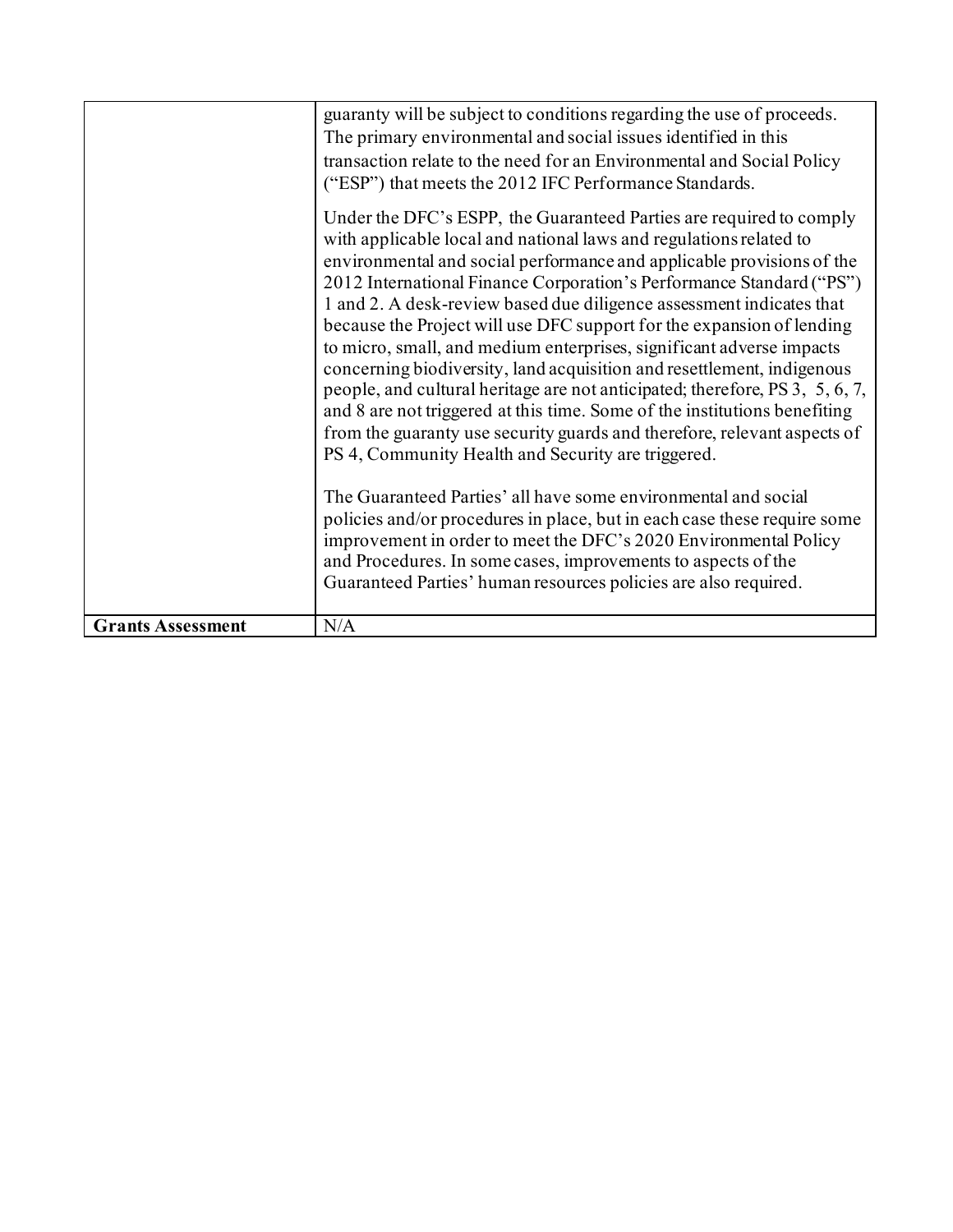| | |
|---|---|
| | guaranty will be subject to conditions regarding the use of proceeds. The primary environmental and social issues identified in this transaction relate to the need for an Environmental and Social Policy ("ESP") that meets the 2012 IFC Performance Standards.<br><br>Under the DFC's ESPP, the Guaranteed Parties are required to comply with applicable local and national laws and regulations related to environmental and social performance and applicable provisions of the 2012 International Finance Corporation's Performance Standard ("PS") 1 and 2. A desk-review based due diligence assessment indicates that because the Project will use DFC support for the expansion of lending to micro, small, and medium enterprises, significant adverse impacts concerning biodiversity, land acquisition and resettlement, indigenous people, and cultural heritage are not anticipated; therefore, PS 3, 5, 6, 7, and 8 are not triggered at this time. Some of the institutions benefiting from the guaranty use security guards and therefore, relevant aspects of PS 4, Community Health and Security are triggered.<br><br>The Guaranteed Parties' all have some environmental and social policies and/or procedures in place, but in each case these require some improvement in order to meet the DFC's 2020 Environmental Policy and Procedures. In some cases, improvements to aspects of the Guaranteed Parties' human resources policies are also required. |
| **Grants Assessment** | N/A |